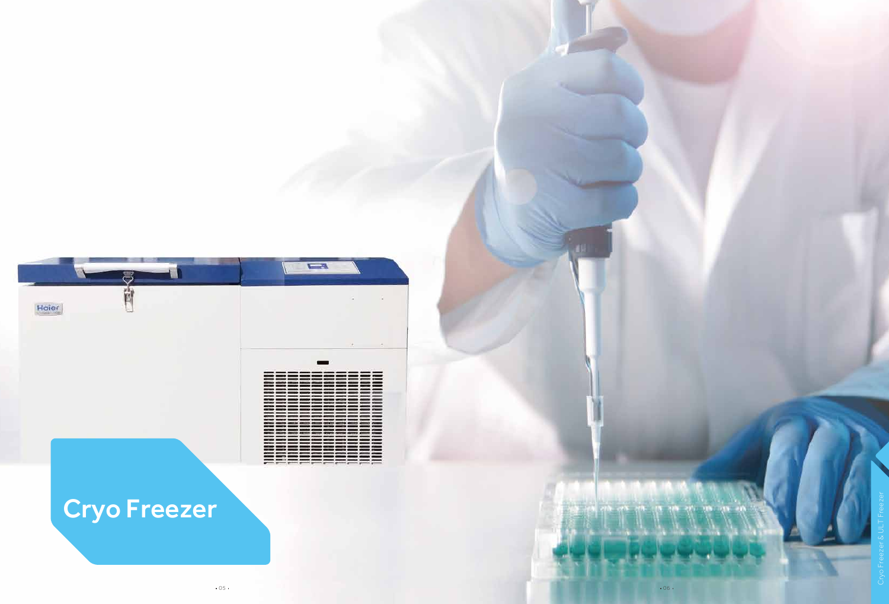# Cryo Freezer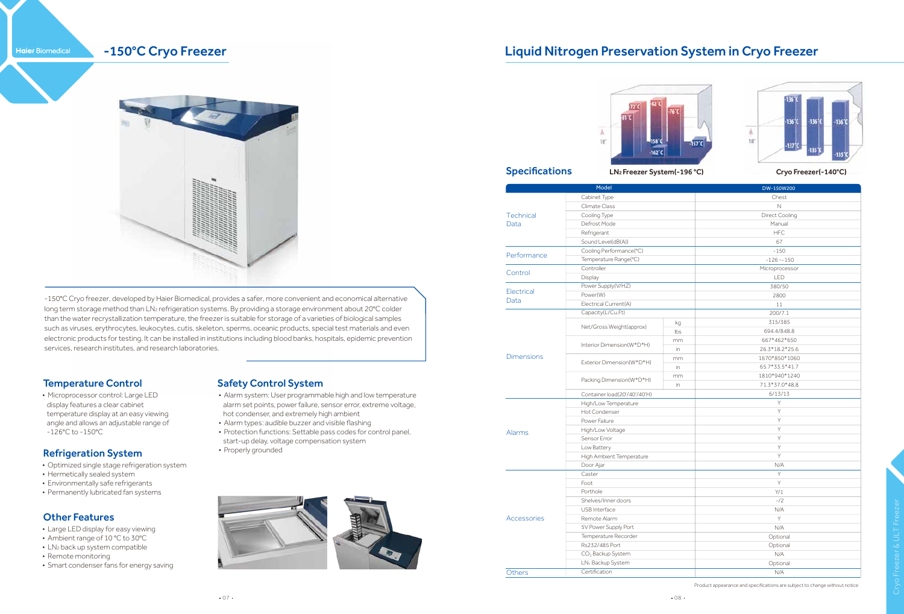# -150°C Cryo Freezer

-150°C Cryo freezer, developed by Haier Biomedical, provides a safer, more convenient and economical alternative long term storage method than $LN_2$ refrigeration systems. By providing a storage environment about 20°C colder than the water recrystallization temperature, the freezer is suitable for storage of a varieties of biological samples such as viruses, erythrocytes, leukocytes, cutis, skeleton, sperms, oceanic products, special test materials and even electronic products for testing. It can be installed in institutions including blood banks, hospitals, epidemic prevention services, research institutes, and research laboratories.

## Temperature Control

- Microprocessor control: Large LED display features a clear cabinet temperature display at an easy viewing angle and allows an adjustable range of -126°C to -150°C

## Refrigeration System

- Optimized single stage refrigeration system
- Hermetically sealed system
- Environmentally safe refrigerants
- Permanently lubricated fan systems

## Other Features

- Large LED display for easy viewing
- Ambient range of 10 °C to 30°C
- $LN_2$ back up system compatible
- Remote monitoring
- Smart condenser fans for energy saving

## Safety Control System

- Alarm system: User programmable high and low temperature alarm set points, power failure, sensor error, extreme voltage, hot condenser, and extremely high ambient
- Alarm types: audible buzzer and visible flashing
- Protection functions: Settable pass codes for control panel, start-up delay, voltage compensation system
- Properly grounded

# Liquid Nitrogen Preservation System in Cryo Freezer

-72°C -82°C -91°C -76°C -158°C -162°C -157°C 18"

$LN_2$ Freezer System(-196 °C)

-136°C -136°C -136°C -136°C -137°C -135°C -135°C 18"

Cryo Freezer(-140°C)

## Specifications

| | Model | | DW-150W200 |
|---|---|---|---|
| Technical Data | Cabinet Type | | Chest |
| | Climate Class | | N |
| | Cooling Type | | Direct Cooling |
| | Defrost Mode | | Manual |
| | Refrigerant | | HFC |
| | Sound Level(dB(A)) | | 67 |
| Performance | Cooling Performance(°C) | | -150 |
| | Temperature Range(°C) | | -126~-150 |
| Control | Controller | | Microprocessor |
| | Display | | LED |
| Electrical Data | Power Supply(V/HZ) | | 380/50 |
| | Power(W) | | 2800 |
| | Electrical Current(A) | | 11 |
| Dimensions | Capacity(L/Cu.Ft) | | 200/7.1 |
| | Net/Gross Weight(approx) | kg | 315/385 |
| | | lbs | 694.4/848.8 |
| | Interior Dimension(W*D*H) | mm | 667*462*650 |
| | | in | 26.3*18.2*25.6 |
| | Exterior Dimension(W*D*H) | mm | 1670*850*1060 |
| | | in | 65.7*33.5*41.7 |
| | Packing Dimension(W*D*H) | mm | 1810*940*1240 |
| | | in | 71.3*37.0*48.8 |
| | Container load(20'/40'/40'H) | | 6/13/13 |
| Alarms | High/Low Temperature | | Y |
| | Hot Condenser | | Y |
| | Power Failure | | Y |
| | High/Low Voltage | | Y |
| | Sensor Error | | Y |
| | Low Battery | | Y |
| | High Ambient Temperature | | Y |
| | Door Ajar | | N/A |
| Accessories | Caster | | Y |
| | Foot | | Y |
| | Porthole | | Y/1 |
| | Shelves/Inner doors | | -/2 |
| | USB Interface | | N/A |
| | Remote Alarm | | Y |
| | 5V Power Supply Port | | N/A |
| | Temperature Recorder | | Optional |
| | Rs232/485 Port | | Optional |
| | $CO_2$ Backup System | | N/A |
| | $LN_2$ Backup System | | Optional |
| Others | Certification | | N/A |

Product appearance and specifications are subject to change without notice